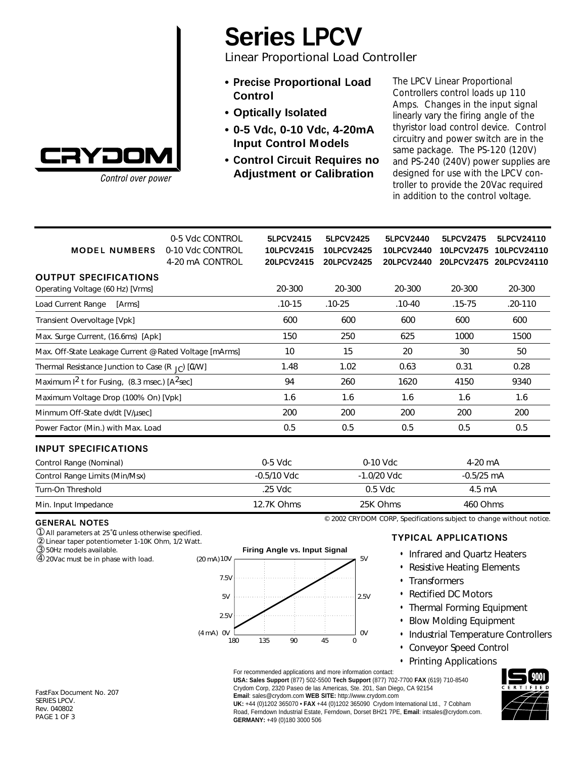# Series LPCV

Linear Proportional Load Controller

CRYDOM
*Control over power*

- **Precise Proportional Load Control**
- **Optically Isolated**
- **0-5 Vdc, 0-10 Vdc, 4-20mA Input Control Models**
- **Control Circuit Requires no Adjustment or Calibration**

The LPCV Linear Proportional Controllers control loads up 110 Amps. Changes in the input signal linearly vary the firing angle of the thyristor load control device. Control circuitry and power switch are in the same package. The PS-120 (120V) and PS-240 (240V) power supplies are designed for use with the LPCV controller to provide the 20Vac required in addition to the control voltage.

| **MODEL NUMBERS** | 0-5 Vdc CONTROL<br>0-10 Vdc CONTROL<br>4-20 mA CONTROL | **5LPCV2415<br>10LPCV2415<br>20LPCV2415** | **5LPCV2425<br>10LPCV2425<br>20LPCV2425** | **5LPCV2440<br>10LPCV2440<br>20LPCV2440** | **5LPCV2475<br>10LPCV2475<br>20LPCV2475** | **5LPCV24110<br>10LPCV24110<br>20LPCV24110** |
|---|---|---|---|---|---|---|
| **OUTPUT SPECIFICATIONS** | | | | | | |
| Operating Voltage (60 Hz) [Vrms] | | 20-300 | 20-300 | 20-300 | 20-300 | 20-300 |
| Load Current Range [Arms] | | .10-15 | .10-25 | .10-40 | .15-75 | .20-110 |
| Transient Overvoltage [Vpk] | | 600 | 600 | 600 | 600 | 600 |
| Max. Surge Current, (16.6ms) [Apk] | | 150 | 250 | 625 | 1000 | 1500 |
| Max. Off-State Leakage Current @ Rated Voltage [mArms] | | 10 | 15 | 20 | 30 | 50 |
| Thermal Resistance Junction to Case ($R_{JC}$) [°C/W] | | 1.48 | 1.02 | 0.63 | 0.31 | 0.28 |
| Maximum $I^2t$ for Fusing, (8.3 msec.) [$A^2$sec] | | 94 | 260 | 1620 | 4150 | 9340 |
| Maximum Voltage Drop (100% On) [Vpk] | | 1.6 | 1.6 | 1.6 | 1.6 | 1.6 |
| Minmum Off-State dv/dt [V/µsec] | | 200 | 200 | 200 | 200 | 200 |
| Power Factor (Min.) with Max. Load | | 0.5 | 0.5 | 0.5 | 0.5 | 0.5 |

### INPUT SPECIFICATIONS

| | 0-5 Vdc | 0-10 Vdc | 4-20 mA |
|---|---|---|---|
| Control Range (Nominal) | 0-5 Vdc | 0-10 Vdc | 4-20 mA |
| Control Range Limits (Min/Msx) | -0.5/10 Vdc | -1.0/20 Vdc | -0.5/25 mA |
| Turn-On Threshold | .25 Vdc | 0.5 Vdc | 4.5 mA |
| Min. Input Impedance | 12.7K Ohms | 25K Ohms | 460 Ohms |

© 2002 CRYDOM CORP, Specifications subject to change without notice.

### GENERAL NOTES

① All parameters at 25°C unless otherwise specified.
② Linear taper potentiometer 1-10K Ohm, 1/2 Watt.
③ 50Hz models available.
④ 20Vac must be in phase with load.

**Firing Angle vs. Input Signal**

(Left axis: (4 mA) 0V, 2.5V, 5V, 7.5V, (20 mA) 10V; right axis: 0V, 2.5V, 5V; horizontal axis: 180, 135, 90, 45, 0)

### TYPICAL APPLICATIONS

- Infrared and Quartz Heaters
- Resistive Heating Elements
- Transformers
- Rectified DC Motors
- Thermal Forming Equipment
- Blow Molding Equipment
- Industrial Temperature Controllers
- Conveyor Speed Control
- Printing Applications

For recommended applications and more information contact:
**USA: Sales Support** (877) 502-5500 **Tech Support** (877) 702-7700 **FAX** (619) 710-8540
Crydom Corp, 2320 Paseo de las Americas, Ste. 201, San Diego, CA 92154
**Email**: sales@crydom.com **WEB SITE:** http://www.crydom.com
**UK:** +44 (0)1202 365070 • **FAX** +44 (0)1202 365090 Crydom International Ltd., 7 Cobham Road, Ferndown Industrial Estate, Ferndown, Dorset BH21 7PE, **Email**: intsales@crydom.com.
**GERMANY:** +49 (0)180 3000 506

ISO 9001 CERTIFIED

FastFax Document No. 207
SERIES LPCV.
Rev. 040802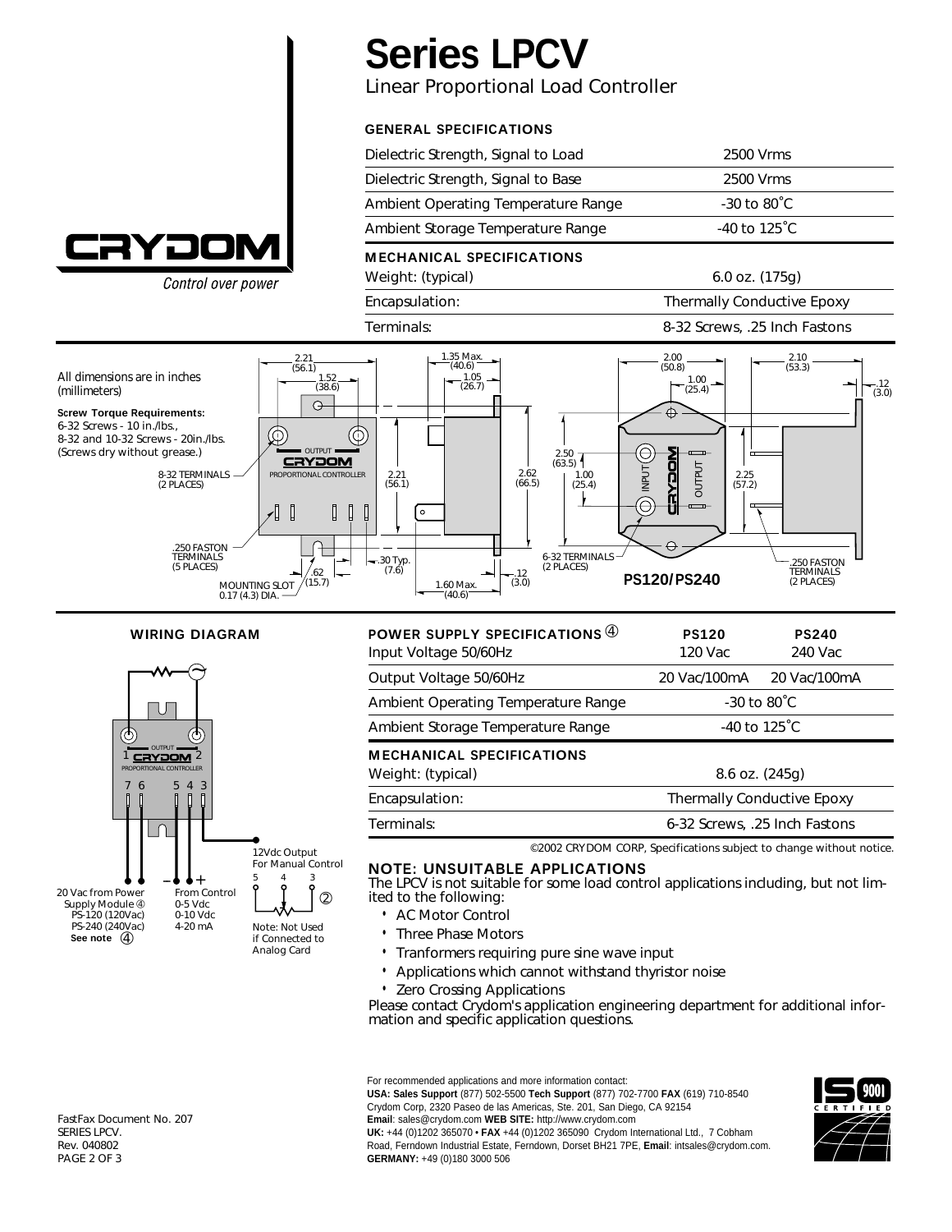# Series LPCV

Linear Proportional Load Controller

**GENERAL SPECIFICATIONS**

| | |
|---|---|
| Dielectric Strength, Signal to Load | 2500 Vrms |
| Dielectric Strength, Signal to Base | 2500 Vrms |
| Ambient Operating Temperature Range | -30 to 80˚C |
| Ambient Storage Temperature Range | -40 to 125˚C |

**MECHANICAL SPECIFICATIONS**

| | |
|---|---|
| Weight: (typical) | 6.0 oz. (175g) |
| Encapsulation: | Thermally Conductive Epoxy |
| Terminals: | 8-32 Screws, .25 Inch Fastons |

All dimensions are in inches (millimeters)

**Screw Torque Requirements:**
6-32 Screws - 10 in./lbs.,
8-32 and 10-32 Screws - 20in./lbs.
(Screws dry without grease.)

8-32 TERMINALS (2 PLACES)
.250 FASTON TERMINALS (5 PLACES)
MOUNTING SLOT 0.17 (4.3) DIA.
2.21 (56.1) 1.52 (38.6) .62 (15.7) 2.21 (56.1)
1.35 Max. (40.6) 1.05 (26.7) 2.62 (66.5) .30 Typ. (7.6) .12 (3.0) 1.60 Max. (40.6)

6-32 TERMINALS (2 PLACES)
2.00 (50.8) 1.00 (25.4) 2.50 (63.5) 1.00 (25.4) 2.25 (57.2) 2.10 (53.3) .12 (3.0)
.250 FASTON TERMINALS (2 PLACES)

**PS120/PS240**

**WIRING DIAGRAM**

20 Vac from Power Supply Module ④
PS-120 (120Vac)
PS-240 (240Vac)
**See note** ④

From Control
0-5 Vdc
0-10 Vdc
4-20 mA

12Vdc Output For Manual Control
5 4 3 ②

Note: Not Used if Connected to Analog Card

| **POWER SUPPLY SPECIFICATIONS ④** | **PS120** | **PS240** |
|---|---|---|
| Input Voltage 50/60Hz | 120 Vac | 240 Vac |
| Output Voltage 50/60Hz | 20 Vac/100mA | 20 Vac/100mA |
| Ambient Operating Temperature Range | -30 to 80˚C | |
| Ambient Storage Temperature Range | -40 to 125˚C | |

**MECHANICAL SPECIFICATIONS**

| | |
|---|---|
| Weight: (typical) | 8.6 oz. (245g) |
| Encapsulation: | Thermally Conductive Epoxy |
| Terminals: | 6-32 Screws, .25 Inch Fastons |

©2002 CRYDOM CORP, Specifications subject to change without notice.

## NOTE: UNSUITABLE APPLICATIONS

The LPCV is not suitable for some load control applications including, but not limited to the following:

- AC Motor Control
- Three Phase Motors
- Tranformers requiring pure sine wave input
- Applications which cannot withstand thyristor noise
- Zero Crossing Applications

Please contact Crydom's application engineering department for additional information and specific application questions.

For recommended applications and more information contact:
**USA: Sales Support** (877) 502-5500 **Tech Support** (877) 702-7700 **FAX** (619) 710-8540
Crydom Corp, 2320 Paseo de las Americas, Ste. 201, San Diego, CA 92154
**Email**: sales@crydom.com **WEB SITE:** http://www.crydom.com
**UK:** +44 (0)1202 365070 • **FAX** +44 (0)1202 365090 Crydom International Ltd., 7 Cobham Road, Ferndown Industrial Estate, Ferndown, Dorset BH21 7PE, **Email**: intsales@crydom.com.
**GERMANY:** +49 (0)180 3000 506

FastFax Document No. 207
SERIES LPCV.
Rev. 040802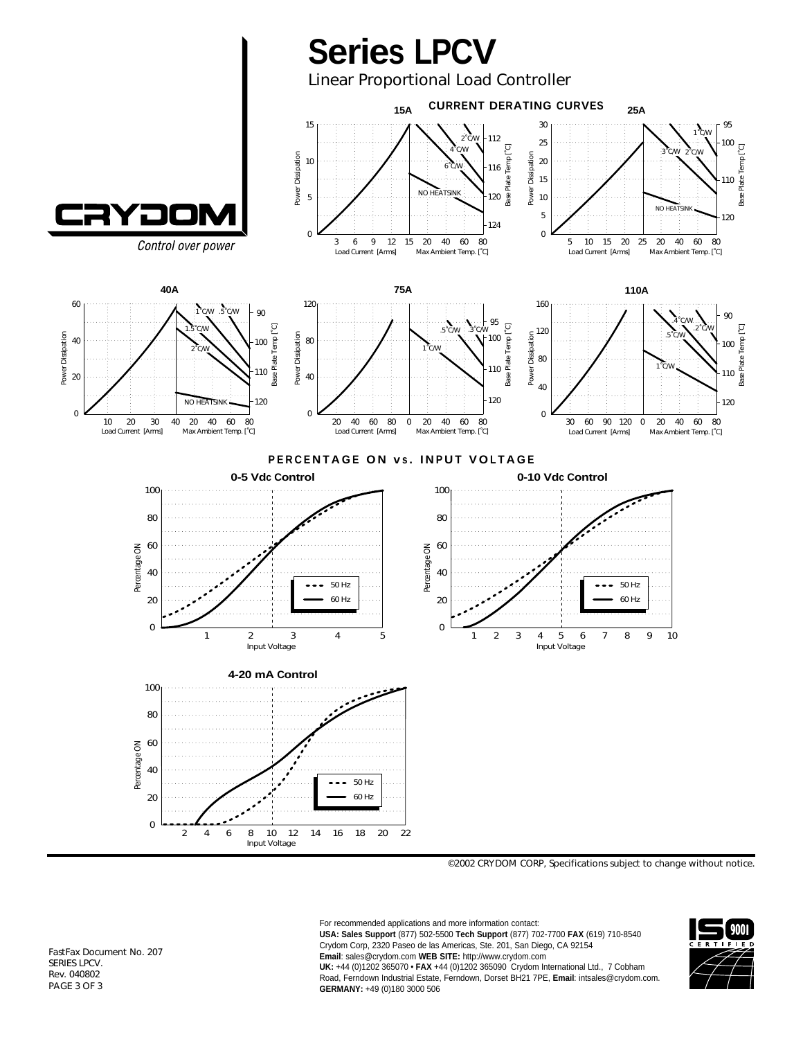# Series LPCV

Linear Proportional Load Controller

CRYDOM

*Control over power*

## CURRENT DERATING CURVES

**15A**

Power Dissipation: 0, 5, 10, 15
Load Current [Arms]: 3, 6, 9, 12, 15
Max Ambient Temp. [°C]: 20, 40, 60, 80
Base Plate Temp [°C]: 112, 116, 120, 124
2°C/W, 4°C/W, 6°C/W, NO HEATSINK

**25A**

Power Dissipation: 0, 5, 10, 15, 20, 25, 30
Load Current [Arms]: 5, 10, 15, 20, 25
Max Ambient Temp. [°C]: 20, 40, 60, 80
Base Plate Temp [°C]: 95, 100, 110, 120
1°C/W, .3°C/W, 2°C/W, NO HEATSINK

**40A**

Power Dissipation: 0, 20, 40, 60
Load Current [Arms]: 10, 20, 30, 40
Max Ambient Temp. [°C]: 20, 40, 60, 80
Base Plate Temp [°C]: 90, 100, 110, 120
1°C/W, .5°C/W, 1.5°C/W, 2°C/W, NO HEATSINK

**75A**

Power Dissipation: 0, 40, 80, 120
Load Current [Arms]: 20, 40, 60, 80
Max Ambient Temp. [°C]: 0, 20, 40, 60, 80
Base Plate Temp [°C]: 95, 100, 110, 120
.5°C/W, .3°C/W, 1°C/W

**110A**

Power Dissipation: 0, 40, 80, 120, 160
Load Current [Arms]: 30, 60, 90, 120
Max Ambient Temp. [°C]: 0, 20, 40, 60, 80
Base Plate Temp [°C]: 90, 100, 110, 120
.4°C/W, .2°C/W, .5°C/W, 1°C/W

## PERCENTAGE ON vs. INPUT VOLTAGE

**0-5 Vdc Control**

Percentage ON: 0, 20, 40, 60, 80, 100
Input Voltage: 1, 2, 3, 4, 5
50 Hz, 60 Hz

**0-10 Vdc Control**

Percentage ON: 0, 20, 40, 60, 80, 100
Input Voltage: 1, 2, 3, 4, 5, 6, 7, 8, 9, 10
50 Hz, 60 Hz

**4-20 mA Control**

Percentage ON: 0, 20, 40, 60, 80, 100
Input Voltage: 2, 4, 6, 8, 10, 12, 14, 16, 18, 20, 22
50 Hz, 60 Hz

©2002 CRYDOM CORP, Specifications subject to change without notice.

For recommended applications and more information contact:
**USA: Sales Support** (877) 502-5500 **Tech Support** (877) 702-7700 **FAX** (619) 710-8540
Crydom Corp, 2320 Paseo de las Americas, Ste. 201, San Diego, CA 92154
**Email**: sales@crydom.com **WEB SITE:** http://www.crydom.com
**UK:** +44 (0)1202 365070 • **FAX** +44 (0)1202 365090 Crydom International Ltd., 7 Cobham Road, Ferndown Industrial Estate, Ferndown, Dorset BH21 7PE, **Email**: intsales@crydom.com.
**GERMANY:** +49 (0)180 3000 506

ISO 9001 CERTIFIED

FastFax Document No. 207
SERIES LPCV.
Rev. 040802
PAGE 3 OF 3